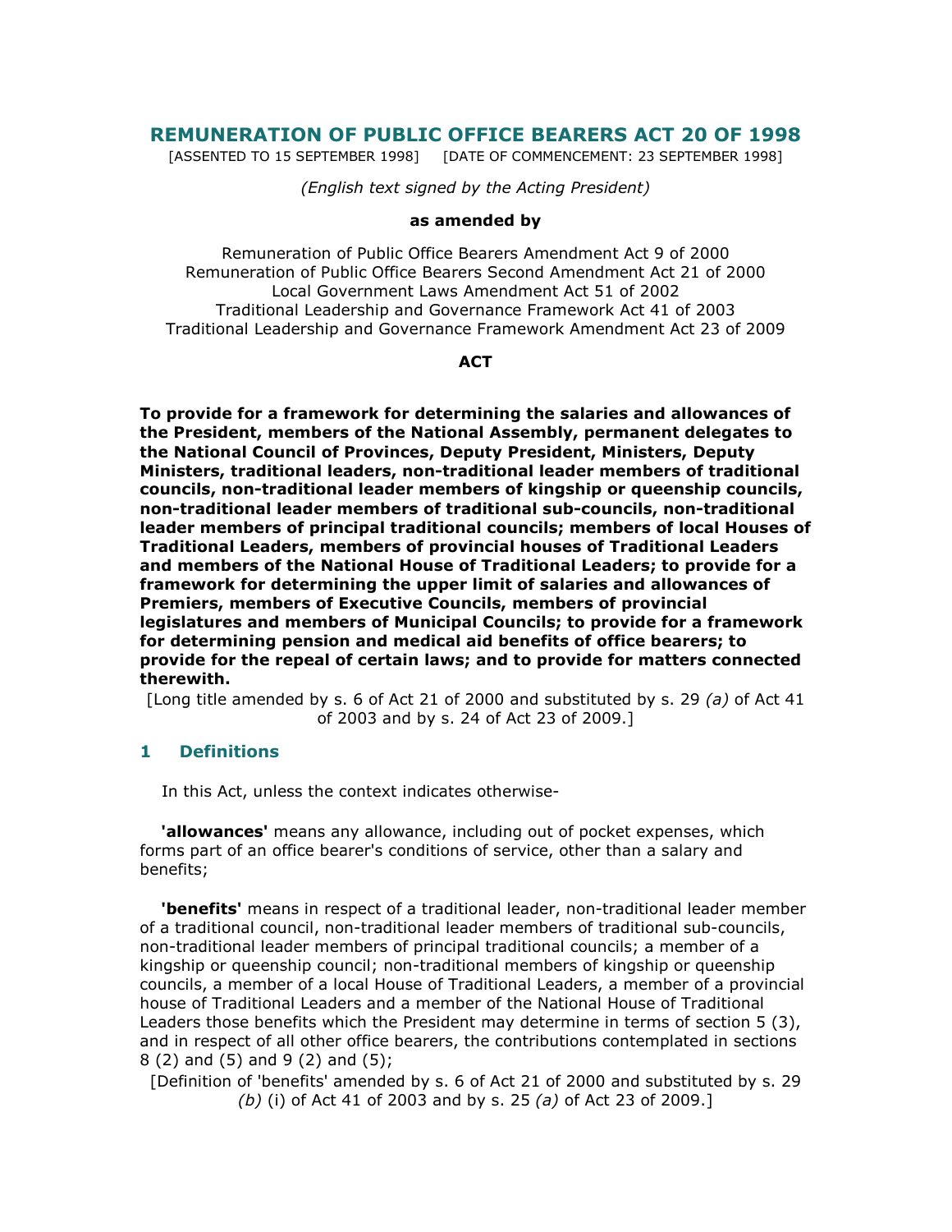# REMUNERATION OF PUBLIC OFFICE BEARERS ACT 20 OF 1998

[ASSENTED TO 15 SEPTEMBER 1998] [DATE OF COMMENCEMENT: 23 SEPTEMBER 1998]

*(English text signed by the Acting President)*

**as amended by**

Remuneration of Public Office Bearers Amendment Act 9 of 2000
Remuneration of Public Office Bearers Second Amendment Act 21 of 2000
Local Government Laws Amendment Act 51 of 2002
Traditional Leadership and Governance Framework Act 41 of 2003
Traditional Leadership and Governance Framework Amendment Act 23 of 2009

**ACT**

**To provide for a framework for determining the salaries and allowances of the President, members of the National Assembly, permanent delegates to the National Council of Provinces, Deputy President, Ministers, Deputy Ministers, traditional leaders, non-traditional leader members of traditional councils, non-traditional leader members of kingship or queenship councils, non-traditional leader members of traditional sub-councils, non-traditional leader members of principal traditional councils; members of local Houses of Traditional Leaders, members of provincial houses of Traditional Leaders and members of the National House of Traditional Leaders; to provide for a framework for determining the upper limit of salaries and allowances of Premiers, members of Executive Councils, members of provincial legislatures and members of Municipal Councils; to provide for a framework for determining pension and medical aid benefits of office bearers; to provide for the repeal of certain laws; and to provide for matters connected therewith.**

[Long title amended by s. 6 of Act 21 of 2000 and substituted by s. 29 *(a)* of Act 41 of 2003 and by s. 24 of Act 23 of 2009.]

## 1 Definitions

In this Act, unless the context indicates otherwise-

**'allowances'** means any allowance, including out of pocket expenses, which forms part of an office bearer's conditions of service, other than a salary and benefits;

**'benefits'** means in respect of a traditional leader, non-traditional leader member of a traditional council, non-traditional leader members of traditional sub-councils, non-traditional leader members of principal traditional councils; a member of a kingship or queenship council; non-traditional members of kingship or queenship councils, a member of a local House of Traditional Leaders, a member of a provincial house of Traditional Leaders and a member of the National House of Traditional Leaders those benefits which the President may determine in terms of section 5 (3), and in respect of all other office bearers, the contributions contemplated in sections 8 (2) and (5) and 9 (2) and (5);

[Definition of 'benefits' amended by s. 6 of Act 21 of 2000 and substituted by s. 29 *(b)* (i) of Act 41 of 2003 and by s. 25 *(a)* of Act 23 of 2009.]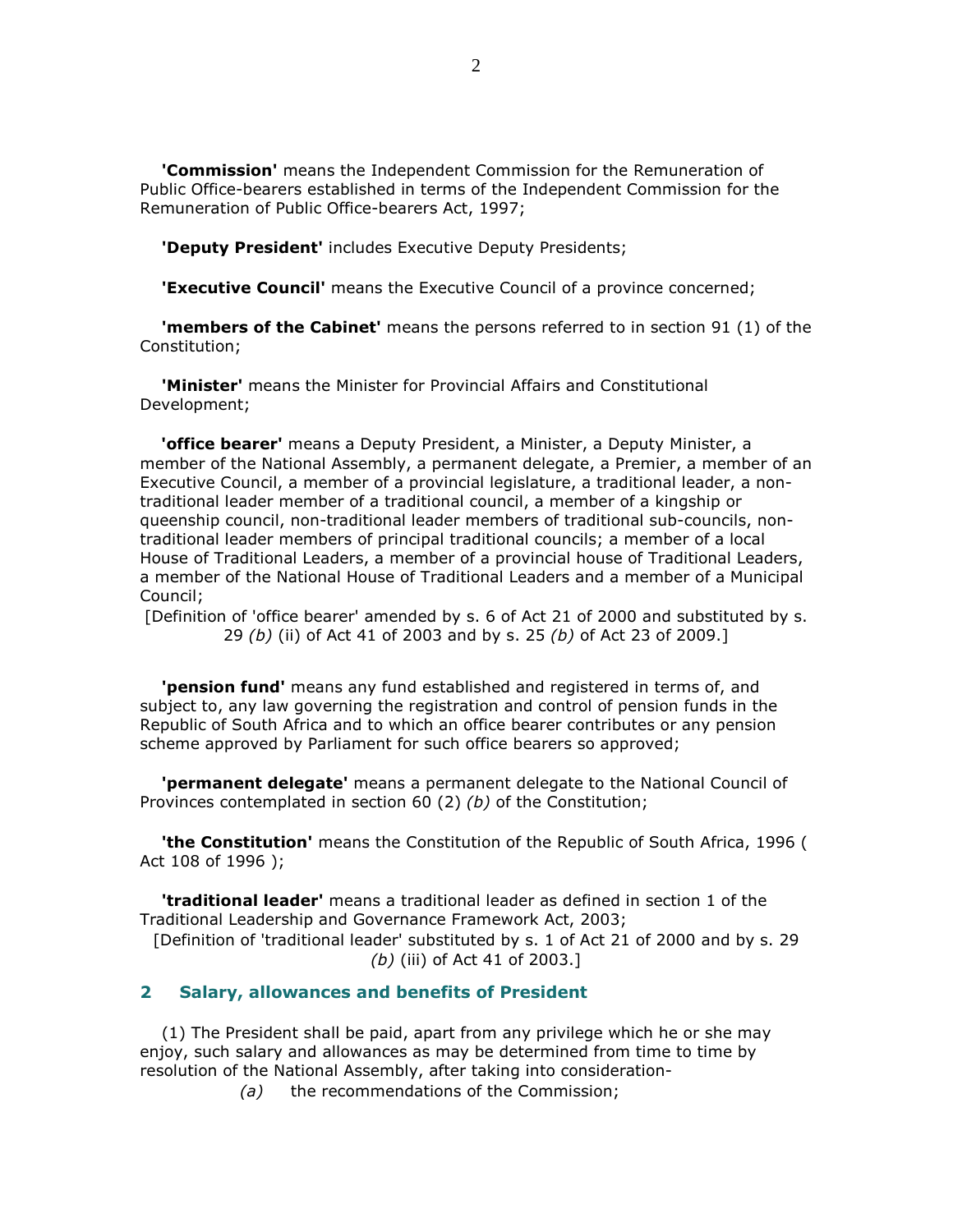**'Commission'** means the Independent Commission for the Remuneration of Public Office-bearers established in terms of the Independent Commission for the Remuneration of Public Office-bearers Act, 1997;

**'Deputy President'** includes Executive Deputy Presidents;

**'Executive Council'** means the Executive Council of a province concerned;

**'members of the Cabinet'** means the persons referred to in section 91 (1) of the Constitution;

**'Minister'** means the Minister for Provincial Affairs and Constitutional Development;

**'office bearer'** means a Deputy President, a Minister, a Deputy Minister, a member of the National Assembly, a permanent delegate, a Premier, a member of an Executive Council, a member of a provincial legislature, a traditional leader, a non-traditional leader member of a traditional council, a member of a kingship or queenship council, non-traditional leader members of traditional sub-councils, non-traditional leader members of principal traditional councils; a member of a local House of Traditional Leaders, a member of a provincial house of Traditional Leaders, a member of the National House of Traditional Leaders and a member of a Municipal Council;

[Definition of 'office bearer' amended by s. 6 of Act 21 of 2000 and substituted by s. 29 *(b)* (ii) of Act 41 of 2003 and by s. 25 *(b)* of Act 23 of 2009.]

**'pension fund'** means any fund established and registered in terms of, and subject to, any law governing the registration and control of pension funds in the Republic of South Africa and to which an office bearer contributes or any pension scheme approved by Parliament for such office bearers so approved;

**'permanent delegate'** means a permanent delegate to the National Council of Provinces contemplated in section 60 (2) *(b)* of the Constitution;

**'the Constitution'** means the Constitution of the Republic of South Africa, 1996 ( Act 108 of 1996 );

**'traditional leader'** means a traditional leader as defined in section 1 of the Traditional Leadership and Governance Framework Act, 2003;

[Definition of 'traditional leader' substituted by s. 1 of Act 21 of 2000 and by s. 29 *(b)* (iii) of Act 41 of 2003.]

## 2 Salary, allowances and benefits of President

(1) The President shall be paid, apart from any privilege which he or she may enjoy, such salary and allowances as may be determined from time to time by resolution of the National Assembly, after taking into consideration-

*(a)* the recommendations of the Commission;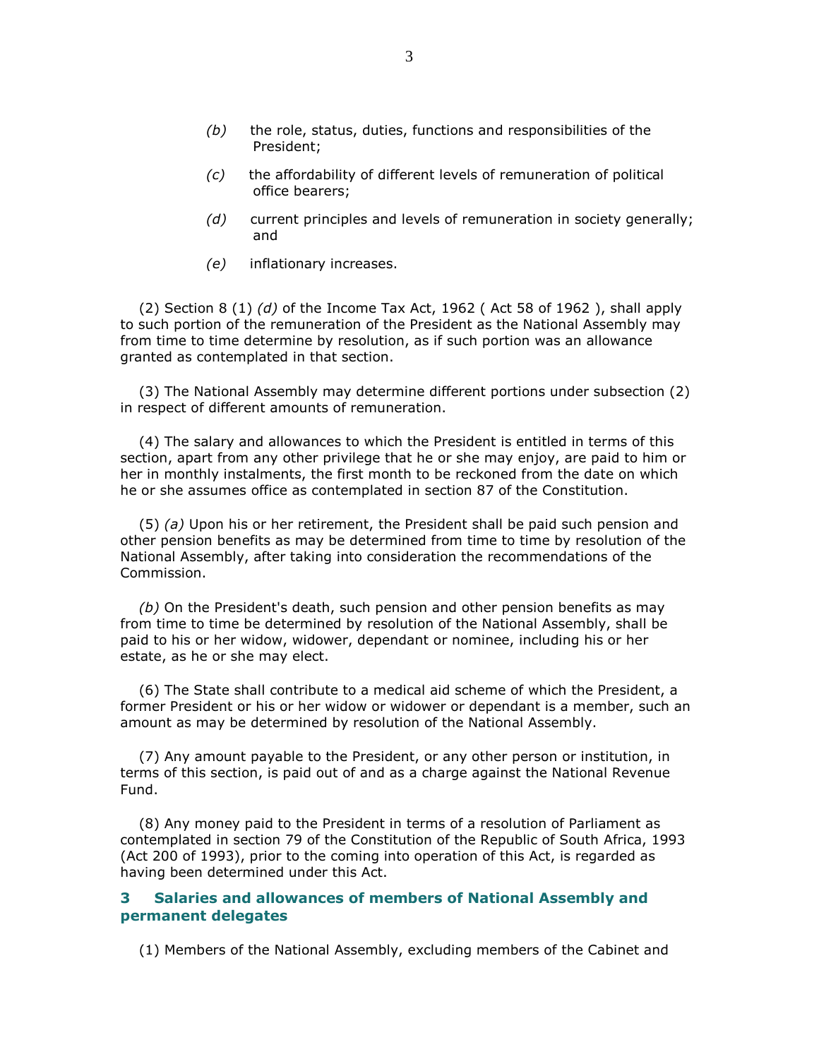(b) the role, status, duties, functions and responsibilities of the President;

(c) the affordability of different levels of remuneration of political office bearers;

(d) current principles and levels of remuneration in society generally; and

(e) inflationary increases.

(2) Section 8 (1) *(d)* of the Income Tax Act, 1962 ( Act 58 of 1962 ), shall apply to such portion of the remuneration of the President as the National Assembly may from time to time determine by resolution, as if such portion was an allowance granted as contemplated in that section.

(3) The National Assembly may determine different portions under subsection (2) in respect of different amounts of remuneration.

(4) The salary and allowances to which the President is entitled in terms of this section, apart from any other privilege that he or she may enjoy, are paid to him or her in monthly instalments, the first month to be reckoned from the date on which he or she assumes office as contemplated in section 87 of the Constitution.

(5) *(a)* Upon his or her retirement, the President shall be paid such pension and other pension benefits as may be determined from time to time by resolution of the National Assembly, after taking into consideration the recommendations of the Commission.

*(b)* On the President's death, such pension and other pension benefits as may from time to time be determined by resolution of the National Assembly, shall be paid to his or her widow, widower, dependant or nominee, including his or her estate, as he or she may elect.

(6) The State shall contribute to a medical aid scheme of which the President, a former President or his or her widow or widower or dependant is a member, such an amount as may be determined by resolution of the National Assembly.

(7) Any amount payable to the President, or any other person or institution, in terms of this section, is paid out of and as a charge against the National Revenue Fund.

(8) Any money paid to the President in terms of a resolution of Parliament as contemplated in section 79 of the Constitution of the Republic of South Africa, 1993 (Act 200 of 1993), prior to the coming into operation of this Act, is regarded as having been determined under this Act.

## 3 Salaries and allowances of members of National Assembly and permanent delegates

(1) Members of the National Assembly, excluding members of the Cabinet and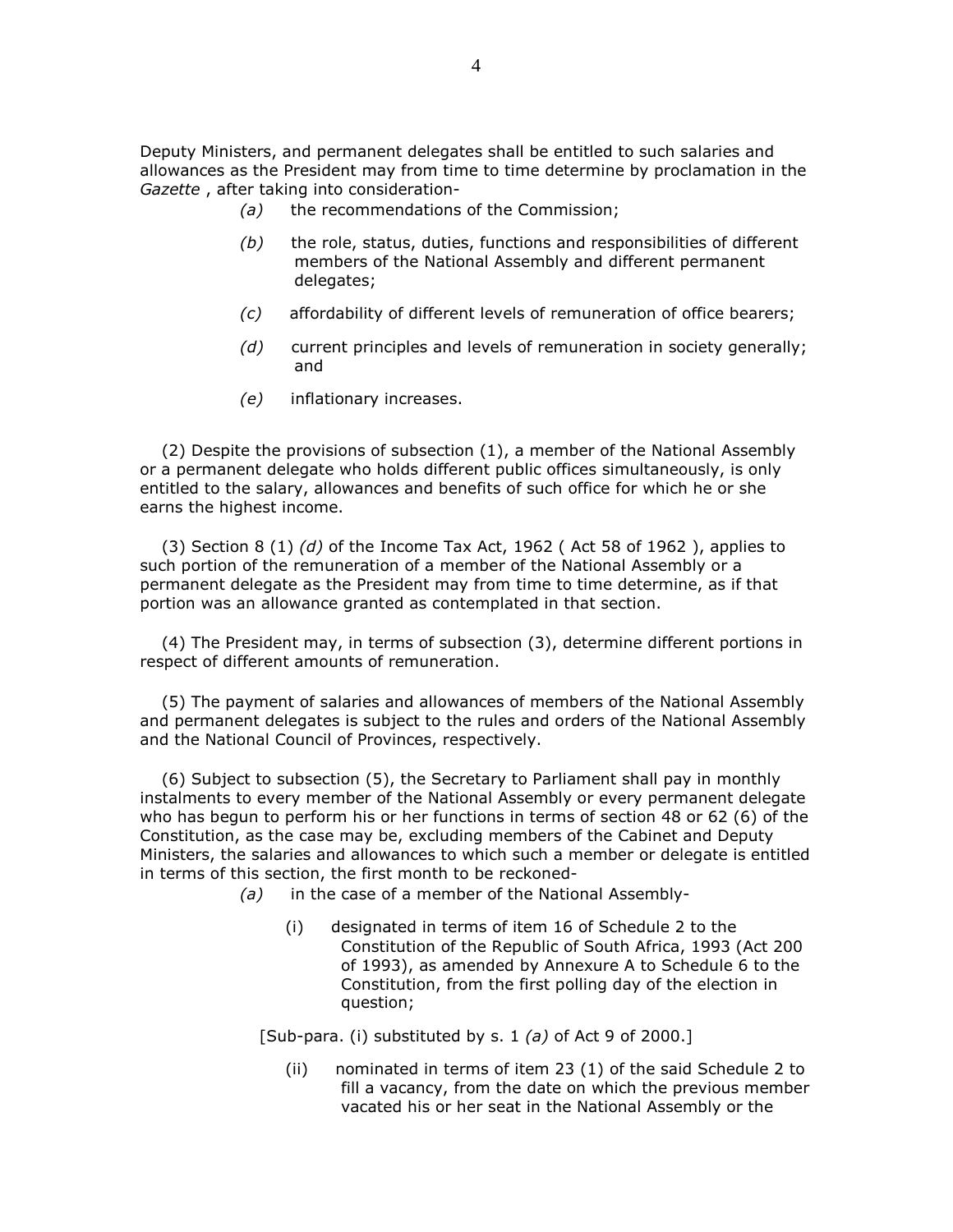Deputy Ministers, and permanent delegates shall be entitled to such salaries and allowances as the President may from time to time determine by proclamation in the *Gazette* , after taking into consideration-

*(a)* the recommendations of the Commission;

*(b)* the role, status, duties, functions and responsibilities of different members of the National Assembly and different permanent delegates;

*(c)* affordability of different levels of remuneration of office bearers;

*(d)* current principles and levels of remuneration in society generally; and

*(e)* inflationary increases.

(2) Despite the provisions of subsection (1), a member of the National Assembly or a permanent delegate who holds different public offices simultaneously, is only entitled to the salary, allowances and benefits of such office for which he or she earns the highest income.

(3) Section 8 (1) *(d)* of the Income Tax Act, 1962 ( Act 58 of 1962 ), applies to such portion of the remuneration of a member of the National Assembly or a permanent delegate as the President may from time to time determine, as if that portion was an allowance granted as contemplated in that section.

(4) The President may, in terms of subsection (3), determine different portions in respect of different amounts of remuneration.

(5) The payment of salaries and allowances of members of the National Assembly and permanent delegates is subject to the rules and orders of the National Assembly and the National Council of Provinces, respectively.

(6) Subject to subsection (5), the Secretary to Parliament shall pay in monthly instalments to every member of the National Assembly or every permanent delegate who has begun to perform his or her functions in terms of section 48 or 62 (6) of the Constitution, as the case may be, excluding members of the Cabinet and Deputy Ministers, the salaries and allowances to which such a member or delegate is entitled in terms of this section, the first month to be reckoned-

*(a)* in the case of a member of the National Assembly-

(i) designated in terms of item 16 of Schedule 2 to the Constitution of the Republic of South Africa, 1993 (Act 200 of 1993), as amended by Annexure A to Schedule 6 to the Constitution, from the first polling day of the election in question;

[Sub-para. (i) substituted by s. 1 *(a)* of Act 9 of 2000.]

(ii) nominated in terms of item 23 (1) of the said Schedule 2 to fill a vacancy, from the date on which the previous member vacated his or her seat in the National Assembly or the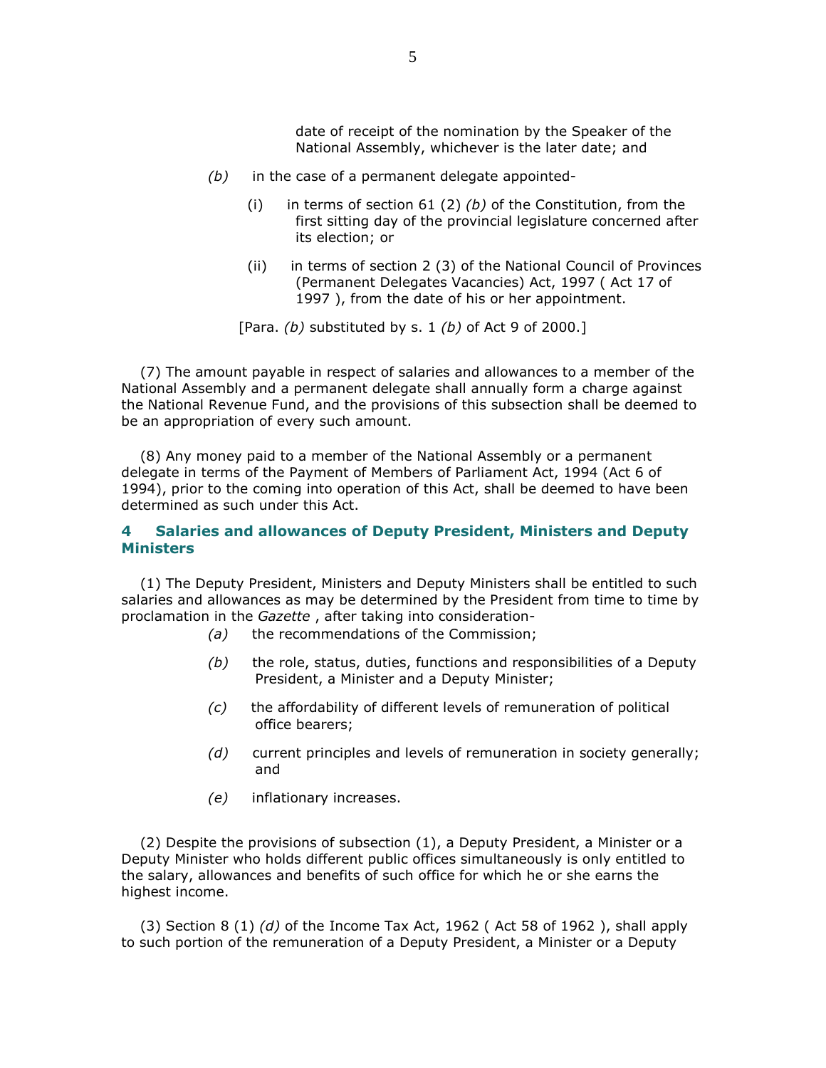date of receipt of the nomination by the Speaker of the National Assembly, whichever is the later date; and

*(b)* in the case of a permanent delegate appointed-

(i) in terms of section 61 (2) *(b)* of the Constitution, from the first sitting day of the provincial legislature concerned after its election; or

(ii) in terms of section 2 (3) of the National Council of Provinces (Permanent Delegates Vacancies) Act, 1997 ( Act 17 of 1997 ), from the date of his or her appointment.

[Para. *(b)* substituted by s. 1 *(b)* of Act 9 of 2000.]

(7) The amount payable in respect of salaries and allowances to a member of the National Assembly and a permanent delegate shall annually form a charge against the National Revenue Fund, and the provisions of this subsection shall be deemed to be an appropriation of every such amount.

(8) Any money paid to a member of the National Assembly or a permanent delegate in terms of the Payment of Members of Parliament Act, 1994 (Act 6 of 1994), prior to the coming into operation of this Act, shall be deemed to have been determined as such under this Act.

## 4 Salaries and allowances of Deputy President, Ministers and Deputy Ministers

(1) The Deputy President, Ministers and Deputy Ministers shall be entitled to such salaries and allowances as may be determined by the President from time to time by proclamation in the *Gazette* , after taking into consideration-

*(a)* the recommendations of the Commission;

*(b)* the role, status, duties, functions and responsibilities of a Deputy President, a Minister and a Deputy Minister;

*(c)* the affordability of different levels of remuneration of political office bearers;

*(d)* current principles and levels of remuneration in society generally; and

*(e)* inflationary increases.

(2) Despite the provisions of subsection (1), a Deputy President, a Minister or a Deputy Minister who holds different public offices simultaneously is only entitled to the salary, allowances and benefits of such office for which he or she earns the highest income.

(3) Section 8 (1) *(d)* of the Income Tax Act, 1962 ( Act 58 of 1962 ), shall apply to such portion of the remuneration of a Deputy President, a Minister or a Deputy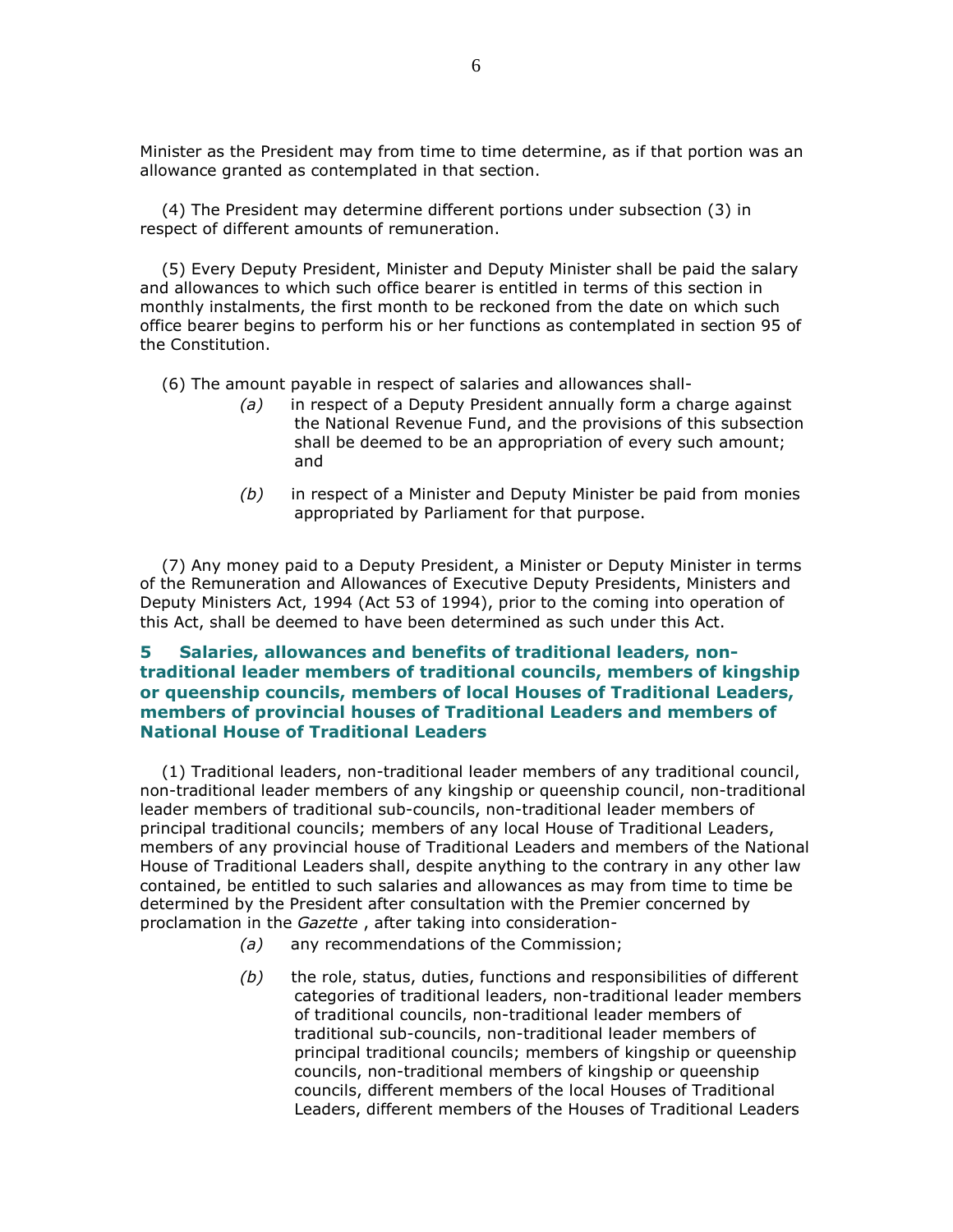Minister as the President may from time to time determine, as if that portion was an allowance granted as contemplated in that section.

(4) The President may determine different portions under subsection (3) in respect of different amounts of remuneration.

(5) Every Deputy President, Minister and Deputy Minister shall be paid the salary and allowances to which such office bearer is entitled in terms of this section in monthly instalments, the first month to be reckoned from the date on which such office bearer begins to perform his or her functions as contemplated in section 95 of the Constitution.

(6) The amount payable in respect of salaries and allowances shall-

*(a)* in respect of a Deputy President annually form a charge against the National Revenue Fund, and the provisions of this subsection shall be deemed to be an appropriation of every such amount; and

*(b)* in respect of a Minister and Deputy Minister be paid from monies appropriated by Parliament for that purpose.

(7) Any money paid to a Deputy President, a Minister or Deputy Minister in terms of the Remuneration and Allowances of Executive Deputy Presidents, Ministers and Deputy Ministers Act, 1994 (Act 53 of 1994), prior to the coming into operation of this Act, shall be deemed to have been determined as such under this Act.

### 5 Salaries, allowances and benefits of traditional leaders, non-traditional leader members of traditional councils, members of kingship or queenship councils, members of local Houses of Traditional Leaders, members of provincial houses of Traditional Leaders and members of National House of Traditional Leaders

(1) Traditional leaders, non-traditional leader members of any traditional council, non-traditional leader members of any kingship or queenship council, non-traditional leader members of traditional sub-councils, non-traditional leader members of principal traditional councils; members of any local House of Traditional Leaders, members of any provincial house of Traditional Leaders and members of the National House of Traditional Leaders shall, despite anything to the contrary in any other law contained, be entitled to such salaries and allowances as may from time to time be determined by the President after consultation with the Premier concerned by proclamation in the *Gazette* , after taking into consideration-

*(a)* any recommendations of the Commission;

*(b)* the role, status, duties, functions and responsibilities of different categories of traditional leaders, non-traditional leader members of traditional councils, non-traditional leader members of traditional sub-councils, non-traditional leader members of principal traditional councils; members of kingship or queenship councils, non-traditional members of kingship or queenship councils, different members of the local Houses of Traditional Leaders, different members of the Houses of Traditional Leaders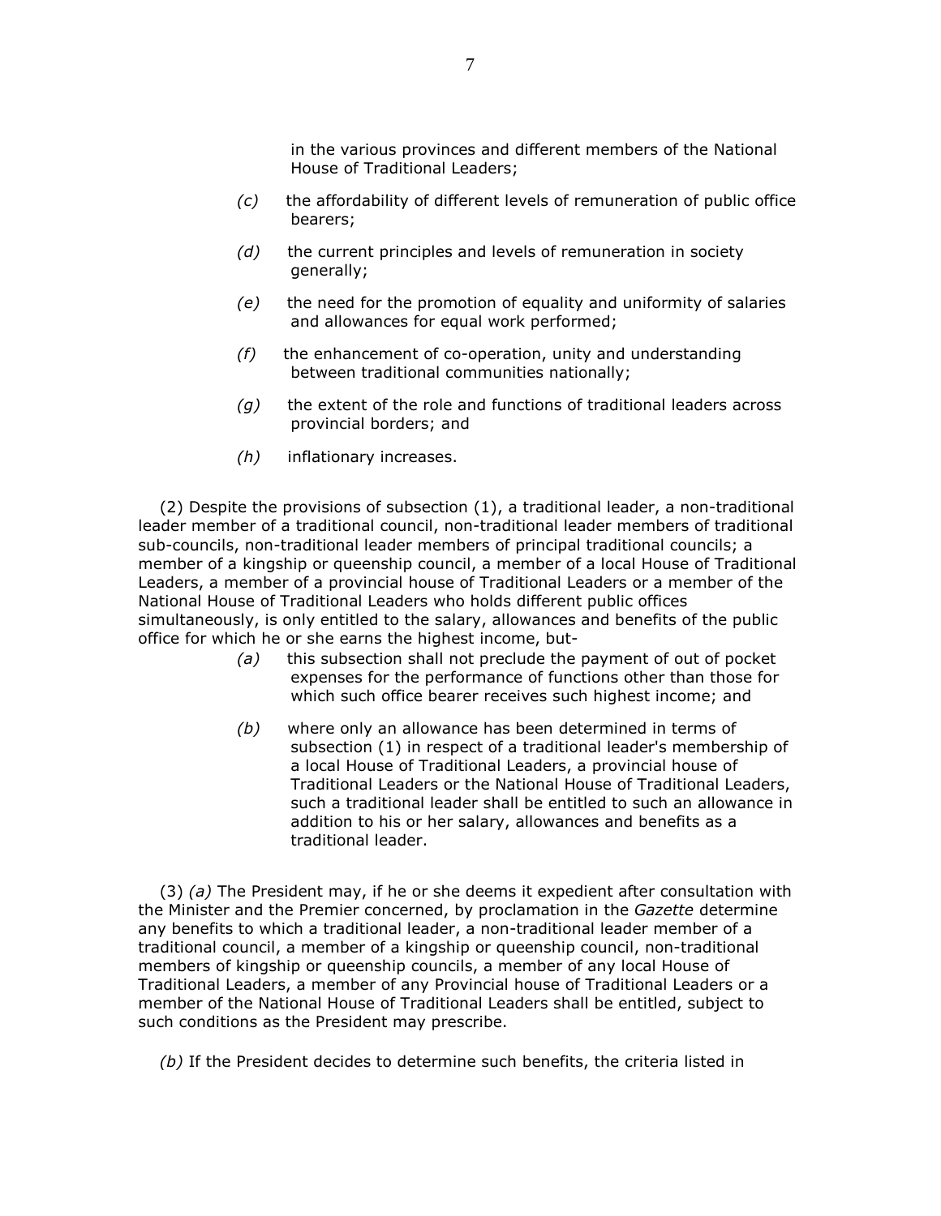in the various provinces and different members of the National House of Traditional Leaders;

*(c)* the affordability of different levels of remuneration of public office bearers;

*(d)* the current principles and levels of remuneration in society generally;

*(e)* the need for the promotion of equality and uniformity of salaries and allowances for equal work performed;

*(f)* the enhancement of co-operation, unity and understanding between traditional communities nationally;

*(g)* the extent of the role and functions of traditional leaders across provincial borders; and

*(h)* inflationary increases.

(2) Despite the provisions of subsection (1), a traditional leader, a non-traditional leader member of a traditional council, non-traditional leader members of traditional sub-councils, non-traditional leader members of principal traditional councils; a member of a kingship or queenship council, a member of a local House of Traditional Leaders, a member of a provincial house of Traditional Leaders or a member of the National House of Traditional Leaders who holds different public offices simultaneously, is only entitled to the salary, allowances and benefits of the public office for which he or she earns the highest income, but-

*(a)* this subsection shall not preclude the payment of out of pocket expenses for the performance of functions other than those for which such office bearer receives such highest income; and

*(b)* where only an allowance has been determined in terms of subsection (1) in respect of a traditional leader's membership of a local House of Traditional Leaders, a provincial house of Traditional Leaders or the National House of Traditional Leaders, such a traditional leader shall be entitled to such an allowance in addition to his or her salary, allowances and benefits as a traditional leader.

(3) *(a)* The President may, if he or she deems it expedient after consultation with the Minister and the Premier concerned, by proclamation in the *Gazette* determine any benefits to which a traditional leader, a non-traditional leader member of a traditional council, a member of a kingship or queenship council, non-traditional members of kingship or queenship councils, a member of any local House of Traditional Leaders, a member of any Provincial house of Traditional Leaders or a member of the National House of Traditional Leaders shall be entitled, subject to such conditions as the President may prescribe.

*(b)* If the President decides to determine such benefits, the criteria listed in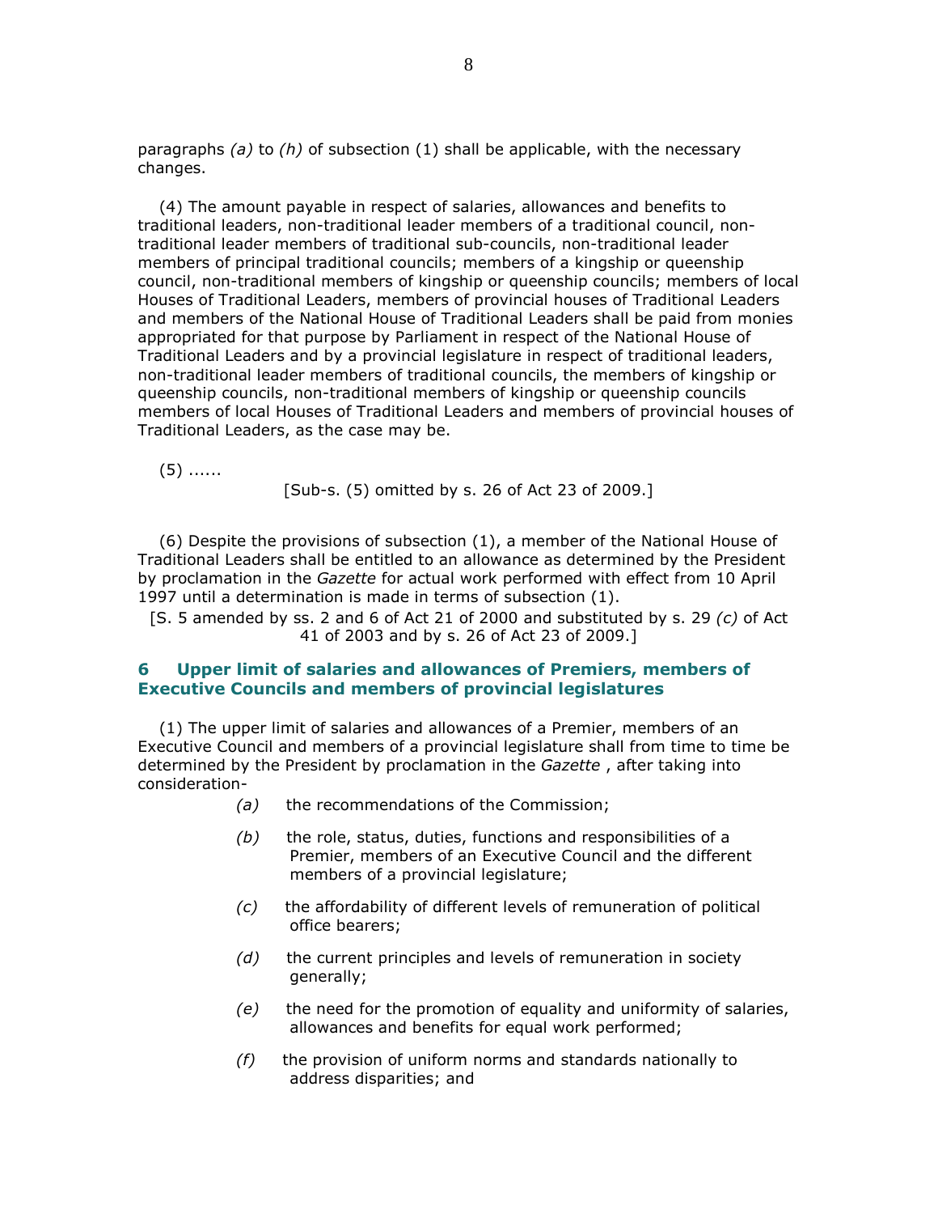paragraphs *(a)* to *(h)* of subsection (1) shall be applicable, with the necessary changes.

(4) The amount payable in respect of salaries, allowances and benefits to traditional leaders, non-traditional leader members of a traditional council, non-traditional leader members of traditional sub-councils, non-traditional leader members of principal traditional councils; members of a kingship or queenship council, non-traditional members of kingship or queenship councils; members of local Houses of Traditional Leaders, members of provincial houses of Traditional Leaders and members of the National House of Traditional Leaders shall be paid from monies appropriated for that purpose by Parliament in respect of the National House of Traditional Leaders and by a provincial legislature in respect of traditional leaders, non-traditional leader members of traditional councils, the members of kingship or queenship councils, non-traditional members of kingship or queenship councils members of local Houses of Traditional Leaders and members of provincial houses of Traditional Leaders, as the case may be.

(5) ......

[Sub-s. (5) omitted by s. 26 of Act 23 of 2009.]

(6) Despite the provisions of subsection (1), a member of the National House of Traditional Leaders shall be entitled to an allowance as determined by the President by proclamation in the *Gazette* for actual work performed with effect from 10 April 1997 until a determination is made in terms of subsection (1).

[S. 5 amended by ss. 2 and 6 of Act 21 of 2000 and substituted by s. 29 *(c)* of Act 41 of 2003 and by s. 26 of Act 23 of 2009.]

## 6 Upper limit of salaries and allowances of Premiers, members of Executive Councils and members of provincial legislatures

(1) The upper limit of salaries and allowances of a Premier, members of an Executive Council and members of a provincial legislature shall from time to time be determined by the President by proclamation in the *Gazette* , after taking into consideration-

*(a)* the recommendations of the Commission;

*(b)* the role, status, duties, functions and responsibilities of a Premier, members of an Executive Council and the different members of a provincial legislature;

*(c)* the affordability of different levels of remuneration of political office bearers;

*(d)* the current principles and levels of remuneration in society generally;

*(e)* the need for the promotion of equality and uniformity of salaries, allowances and benefits for equal work performed;

*(f)* the provision of uniform norms and standards nationally to address disparities; and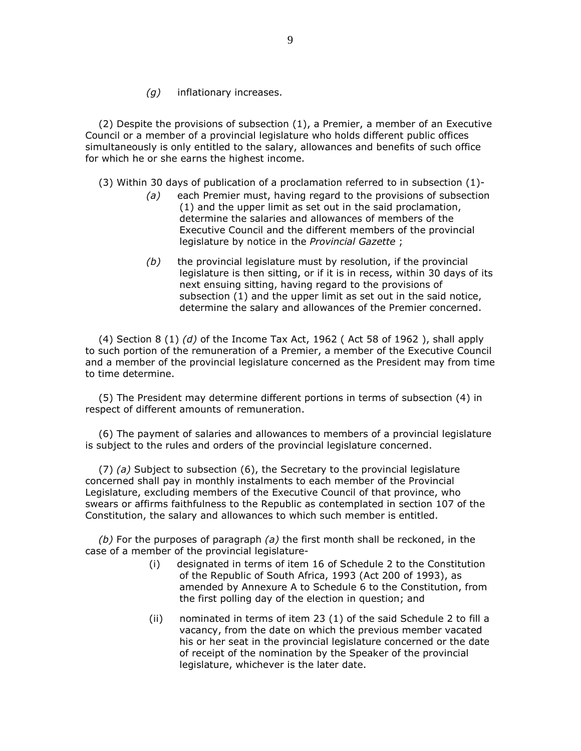*(g)* inflationary increases.

(2) Despite the provisions of subsection (1), a Premier, a member of an Executive Council or a member of a provincial legislature who holds different public offices simultaneously is only entitled to the salary, allowances and benefits of such office for which he or she earns the highest income.

(3) Within 30 days of publication of a proclamation referred to in subsection (1)-

*(a)* each Premier must, having regard to the provisions of subsection (1) and the upper limit as set out in the said proclamation, determine the salaries and allowances of members of the Executive Council and the different members of the provincial legislature by notice in the *Provincial Gazette* ;

*(b)* the provincial legislature must by resolution, if the provincial legislature is then sitting, or if it is in recess, within 30 days of its next ensuing sitting, having regard to the provisions of subsection (1) and the upper limit as set out in the said notice, determine the salary and allowances of the Premier concerned.

(4) Section 8 (1) *(d)* of the Income Tax Act, 1962 ( Act 58 of 1962 ), shall apply to such portion of the remuneration of a Premier, a member of the Executive Council and a member of the provincial legislature concerned as the President may from time to time determine.

(5) The President may determine different portions in terms of subsection (4) in respect of different amounts of remuneration.

(6) The payment of salaries and allowances to members of a provincial legislature is subject to the rules and orders of the provincial legislature concerned.

(7) *(a)* Subject to subsection (6), the Secretary to the provincial legislature concerned shall pay in monthly instalments to each member of the Provincial Legislature, excluding members of the Executive Council of that province, who swears or affirms faithfulness to the Republic as contemplated in section 107 of the Constitution, the salary and allowances to which such member is entitled.

*(b)* For the purposes of paragraph *(a)* the first month shall be reckoned, in the case of a member of the provincial legislature-

(i) designated in terms of item 16 of Schedule 2 to the Constitution of the Republic of South Africa, 1993 (Act 200 of 1993), as amended by Annexure A to Schedule 6 to the Constitution, from the first polling day of the election in question; and

(ii) nominated in terms of item 23 (1) of the said Schedule 2 to fill a vacancy, from the date on which the previous member vacated his or her seat in the provincial legislature concerned or the date of receipt of the nomination by the Speaker of the provincial legislature, whichever is the later date.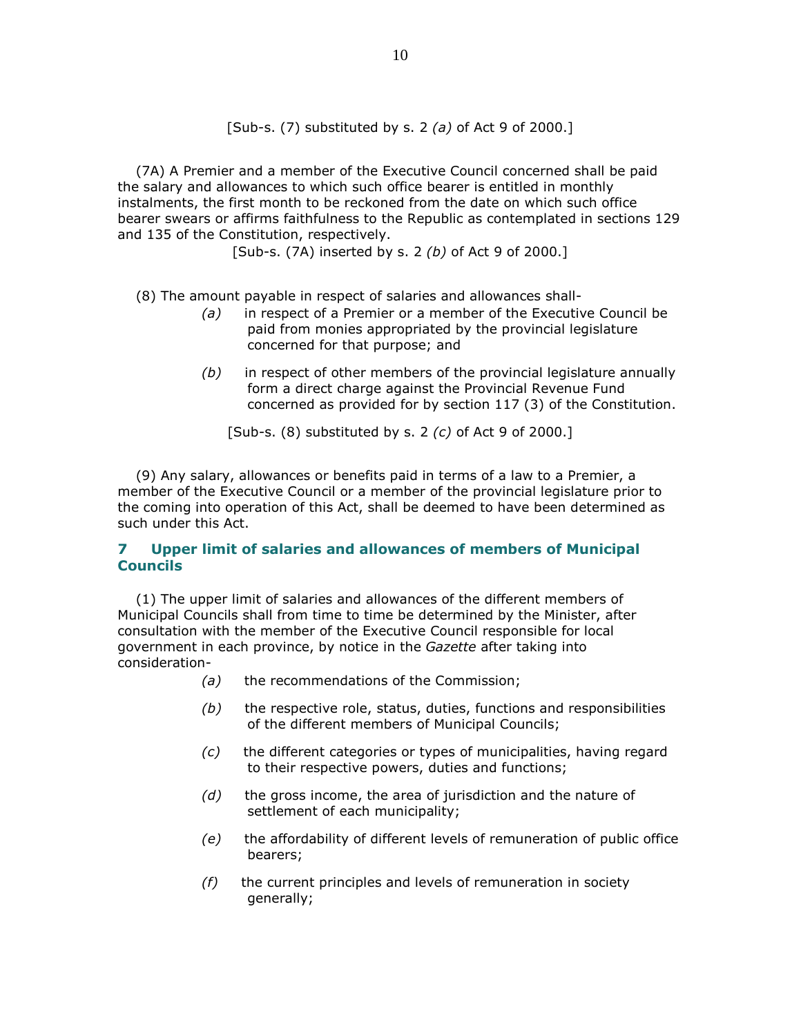[Sub-s. (7) substituted by s. 2 *(a)* of Act 9 of 2000.]

(7A) A Premier and a member of the Executive Council concerned shall be paid the salary and allowances to which such office bearer is entitled in monthly instalments, the first month to be reckoned from the date on which such office bearer swears or affirms faithfulness to the Republic as contemplated in sections 129 and 135 of the Constitution, respectively.

[Sub-s. (7A) inserted by s. 2 *(b)* of Act 9 of 2000.]

(8) The amount payable in respect of salaries and allowances shall-

*(a)* in respect of a Premier or a member of the Executive Council be paid from monies appropriated by the provincial legislature concerned for that purpose; and

*(b)* in respect of other members of the provincial legislature annually form a direct charge against the Provincial Revenue Fund concerned as provided for by section 117 (3) of the Constitution.

[Sub-s. (8) substituted by s. 2 *(c)* of Act 9 of 2000.]

(9) Any salary, allowances or benefits paid in terms of a law to a Premier, a member of the Executive Council or a member of the provincial legislature prior to the coming into operation of this Act, shall be deemed to have been determined as such under this Act.

## 7 Upper limit of salaries and allowances of members of Municipal Councils

(1) The upper limit of salaries and allowances of the different members of Municipal Councils shall from time to time be determined by the Minister, after consultation with the member of the Executive Council responsible for local government in each province, by notice in the *Gazette* after taking into consideration-

*(a)* the recommendations of the Commission;

*(b)* the respective role, status, duties, functions and responsibilities of the different members of Municipal Councils;

*(c)* the different categories or types of municipalities, having regard to their respective powers, duties and functions;

*(d)* the gross income, the area of jurisdiction and the nature of settlement of each municipality;

*(e)* the affordability of different levels of remuneration of public office bearers;

*(f)* the current principles and levels of remuneration in society generally;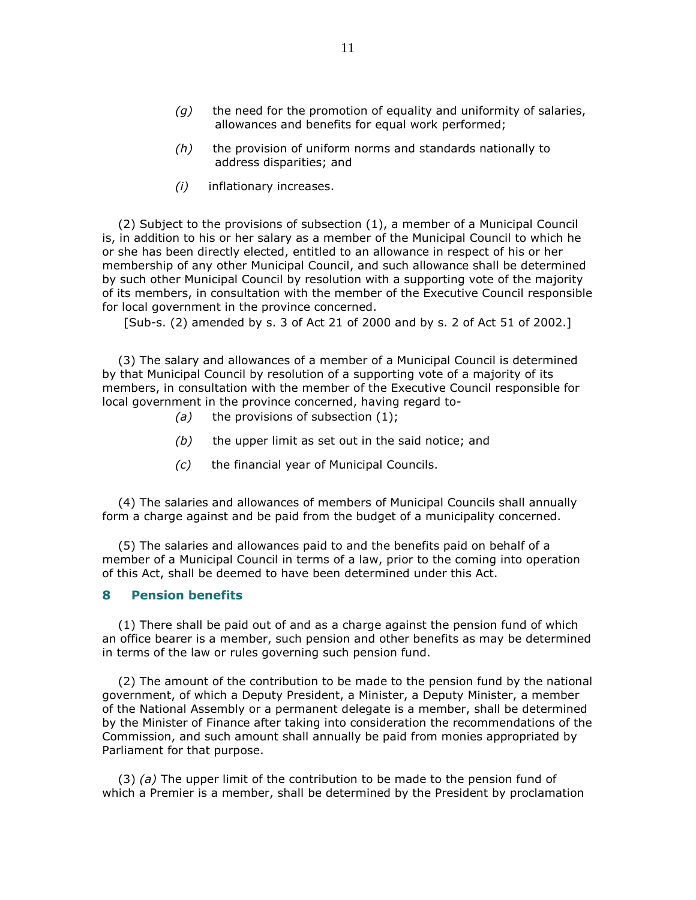*(g)* the need for the promotion of equality and uniformity of salaries, allowances and benefits for equal work performed;

*(h)* the provision of uniform norms and standards nationally to address disparities; and

*(i)* inflationary increases.

(2) Subject to the provisions of subsection (1), a member of a Municipal Council is, in addition to his or her salary as a member of the Municipal Council to which he or she has been directly elected, entitled to an allowance in respect of his or her membership of any other Municipal Council, and such allowance shall be determined by such other Municipal Council by resolution with a supporting vote of the majority of its members, in consultation with the member of the Executive Council responsible for local government in the province concerned.

[Sub-s. (2) amended by s. 3 of Act 21 of 2000 and by s. 2 of Act 51 of 2002.]

(3) The salary and allowances of a member of a Municipal Council is determined by that Municipal Council by resolution of a supporting vote of a majority of its members, in consultation with the member of the Executive Council responsible for local government in the province concerned, having regard to-

*(a)* the provisions of subsection (1);

*(b)* the upper limit as set out in the said notice; and

*(c)* the financial year of Municipal Councils.

(4) The salaries and allowances of members of Municipal Councils shall annually form a charge against and be paid from the budget of a municipality concerned.

(5) The salaries and allowances paid to and the benefits paid on behalf of a member of a Municipal Council in terms of a law, prior to the coming into operation of this Act, shall be deemed to have been determined under this Act.

## 8 Pension benefits

(1) There shall be paid out of and as a charge against the pension fund of which an office bearer is a member, such pension and other benefits as may be determined in terms of the law or rules governing such pension fund.

(2) The amount of the contribution to be made to the pension fund by the national government, of which a Deputy President, a Minister, a Deputy Minister, a member of the National Assembly or a permanent delegate is a member, shall be determined by the Minister of Finance after taking into consideration the recommendations of the Commission, and such amount shall annually be paid from monies appropriated by Parliament for that purpose.

(3) *(a)* The upper limit of the contribution to be made to the pension fund of which a Premier is a member, shall be determined by the President by proclamation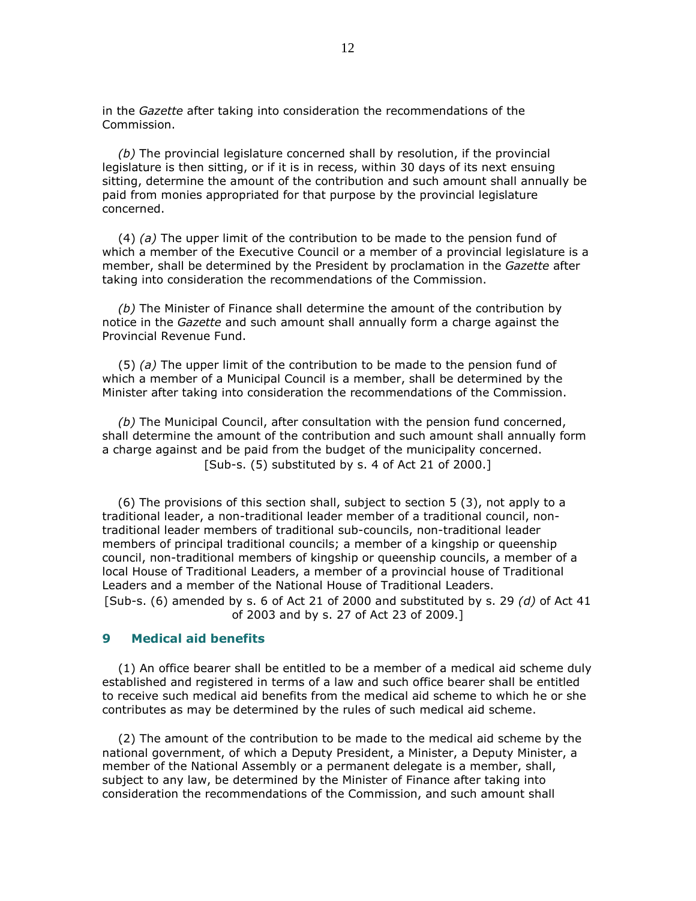in the *Gazette* after taking into consideration the recommendations of the Commission.

*(b)* The provincial legislature concerned shall by resolution, if the provincial legislature is then sitting, or if it is in recess, within 30 days of its next ensuing sitting, determine the amount of the contribution and such amount shall annually be paid from monies appropriated for that purpose by the provincial legislature concerned.

(4) *(a)* The upper limit of the contribution to be made to the pension fund of which a member of the Executive Council or a member of a provincial legislature is a member, shall be determined by the President by proclamation in the *Gazette* after taking into consideration the recommendations of the Commission.

*(b)* The Minister of Finance shall determine the amount of the contribution by notice in the *Gazette* and such amount shall annually form a charge against the Provincial Revenue Fund.

(5) *(a)* The upper limit of the contribution to be made to the pension fund of which a member of a Municipal Council is a member, shall be determined by the Minister after taking into consideration the recommendations of the Commission.

*(b)* The Municipal Council, after consultation with the pension fund concerned, shall determine the amount of the contribution and such amount shall annually form a charge against and be paid from the budget of the municipality concerned.

[Sub-s. (5) substituted by s. 4 of Act 21 of 2000.]

(6) The provisions of this section shall, subject to section 5 (3), not apply to a traditional leader, a non-traditional leader member of a traditional council, non-traditional leader members of traditional sub-councils, non-traditional leader members of principal traditional councils; a member of a kingship or queenship council, non-traditional members of kingship or queenship councils, a member of a local House of Traditional Leaders, a member of a provincial house of Traditional Leaders and a member of the National House of Traditional Leaders.

[Sub-s. (6) amended by s. 6 of Act 21 of 2000 and substituted by s. 29 *(d)* of Act 41 of 2003 and by s. 27 of Act 23 of 2009.]

## 9 Medical aid benefits

(1) An office bearer shall be entitled to be a member of a medical aid scheme duly established and registered in terms of a law and such office bearer shall be entitled to receive such medical aid benefits from the medical aid scheme to which he or she contributes as may be determined by the rules of such medical aid scheme.

(2) The amount of the contribution to be made to the medical aid scheme by the national government, of which a Deputy President, a Minister, a Deputy Minister, a member of the National Assembly or a permanent delegate is a member, shall, subject to any law, be determined by the Minister of Finance after taking into consideration the recommendations of the Commission, and such amount shall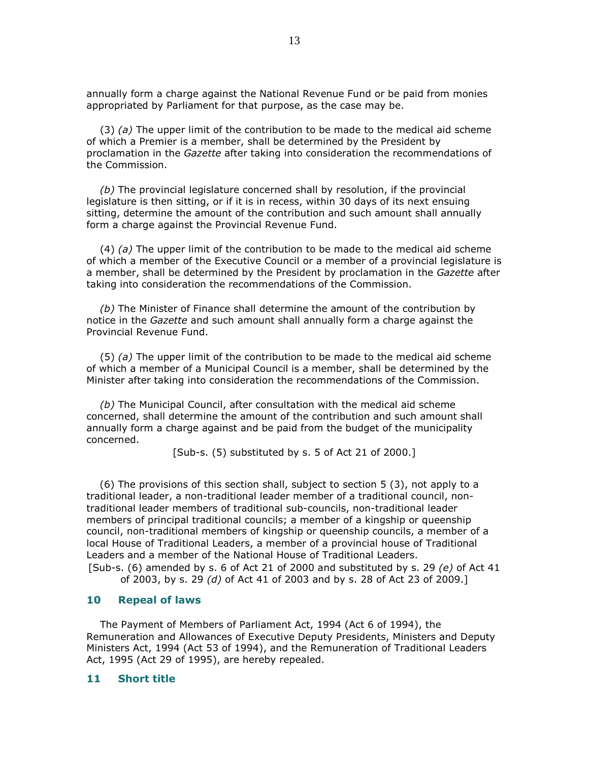annually form a charge against the National Revenue Fund or be paid from monies appropriated by Parliament for that purpose, as the case may be.

(3) *(a)* The upper limit of the contribution to be made to the medical aid scheme of which a Premier is a member, shall be determined by the President by proclamation in the *Gazette* after taking into consideration the recommendations of the Commission.

*(b)* The provincial legislature concerned shall by resolution, if the provincial legislature is then sitting, or if it is in recess, within 30 days of its next ensuing sitting, determine the amount of the contribution and such amount shall annually form a charge against the Provincial Revenue Fund.

(4) *(a)* The upper limit of the contribution to be made to the medical aid scheme of which a member of the Executive Council or a member of a provincial legislature is a member, shall be determined by the President by proclamation in the *Gazette* after taking into consideration the recommendations of the Commission.

*(b)* The Minister of Finance shall determine the amount of the contribution by notice in the *Gazette* and such amount shall annually form a charge against the Provincial Revenue Fund.

(5) *(a)* The upper limit of the contribution to be made to the medical aid scheme of which a member of a Municipal Council is a member, shall be determined by the Minister after taking into consideration the recommendations of the Commission.

*(b)* The Municipal Council, after consultation with the medical aid scheme concerned, shall determine the amount of the contribution and such amount shall annually form a charge against and be paid from the budget of the municipality concerned.

[Sub-s. (5) substituted by s. 5 of Act 21 of 2000.]

(6) The provisions of this section shall, subject to section 5 (3), not apply to a traditional leader, a non-traditional leader member of a traditional council, non-traditional leader members of traditional sub-councils, non-traditional leader members of principal traditional councils; a member of a kingship or queenship council, non-traditional members of kingship or queenship councils, a member of a local House of Traditional Leaders, a member of a provincial house of Traditional Leaders and a member of the National House of Traditional Leaders.

[Sub-s. (6) amended by s. 6 of Act 21 of 2000 and substituted by s. 29 *(e)* of Act 41 of 2003, by s. 29 *(d)* of Act 41 of 2003 and by s. 28 of Act 23 of 2009.]

## 10 Repeal of laws

The Payment of Members of Parliament Act, 1994 (Act 6 of 1994), the Remuneration and Allowances of Executive Deputy Presidents, Ministers and Deputy Ministers Act, 1994 (Act 53 of 1994), and the Remuneration of Traditional Leaders Act, 1995 (Act 29 of 1995), are hereby repealed.

## 11 Short title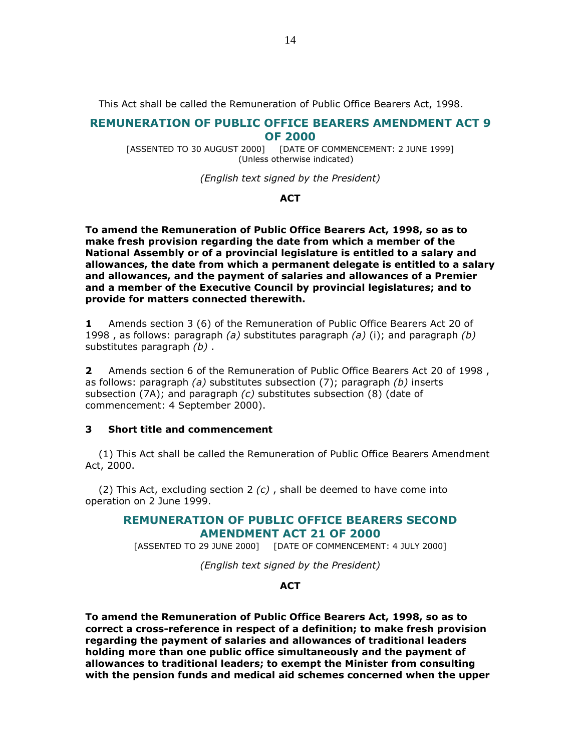This Act shall be called the Remuneration of Public Office Bearers Act, 1998.

## REMUNERATION OF PUBLIC OFFICE BEARERS AMENDMENT ACT 9 OF 2000

[ASSENTED TO 30 AUGUST 2000] [DATE OF COMMENCEMENT: 2 JUNE 1999]
(Unless otherwise indicated)

*(English text signed by the President)*

**ACT**

**To amend the Remuneration of Public Office Bearers Act, 1998, so as to make fresh provision regarding the date from which a member of the National Assembly or of a provincial legislature is entitled to a salary and allowances, the date from which a permanent delegate is entitled to a salary and allowances, and the payment of salaries and allowances of a Premier and a member of the Executive Council by provincial legislatures; and to provide for matters connected therewith.**

**1** Amends section 3 (6) of the Remuneration of Public Office Bearers Act 20 of 1998 , as follows: paragraph *(a)* substitutes paragraph *(a)* (i); and paragraph *(b)* substitutes paragraph *(b)* .

**2** Amends section 6 of the Remuneration of Public Office Bearers Act 20 of 1998 , as follows: paragraph *(a)* substitutes subsection (7); paragraph *(b)* inserts subsection (7A); and paragraph *(c)* substitutes subsection (8) (date of commencement: 4 September 2000).

### 3 Short title and commencement

(1) This Act shall be called the Remuneration of Public Office Bearers Amendment Act, 2000.

(2) This Act, excluding section 2 *(c)* , shall be deemed to have come into operation on 2 June 1999.

## REMUNERATION OF PUBLIC OFFICE BEARERS SECOND AMENDMENT ACT 21 OF 2000

[ASSENTED TO 29 JUNE 2000] [DATE OF COMMENCEMENT: 4 JULY 2000]

*(English text signed by the President)*

**ACT**

**To amend the Remuneration of Public Office Bearers Act, 1998, so as to correct a cross-reference in respect of a definition; to make fresh provision regarding the payment of salaries and allowances of traditional leaders holding more than one public office simultaneously and the payment of allowances to traditional leaders; to exempt the Minister from consulting with the pension funds and medical aid schemes concerned when the upper**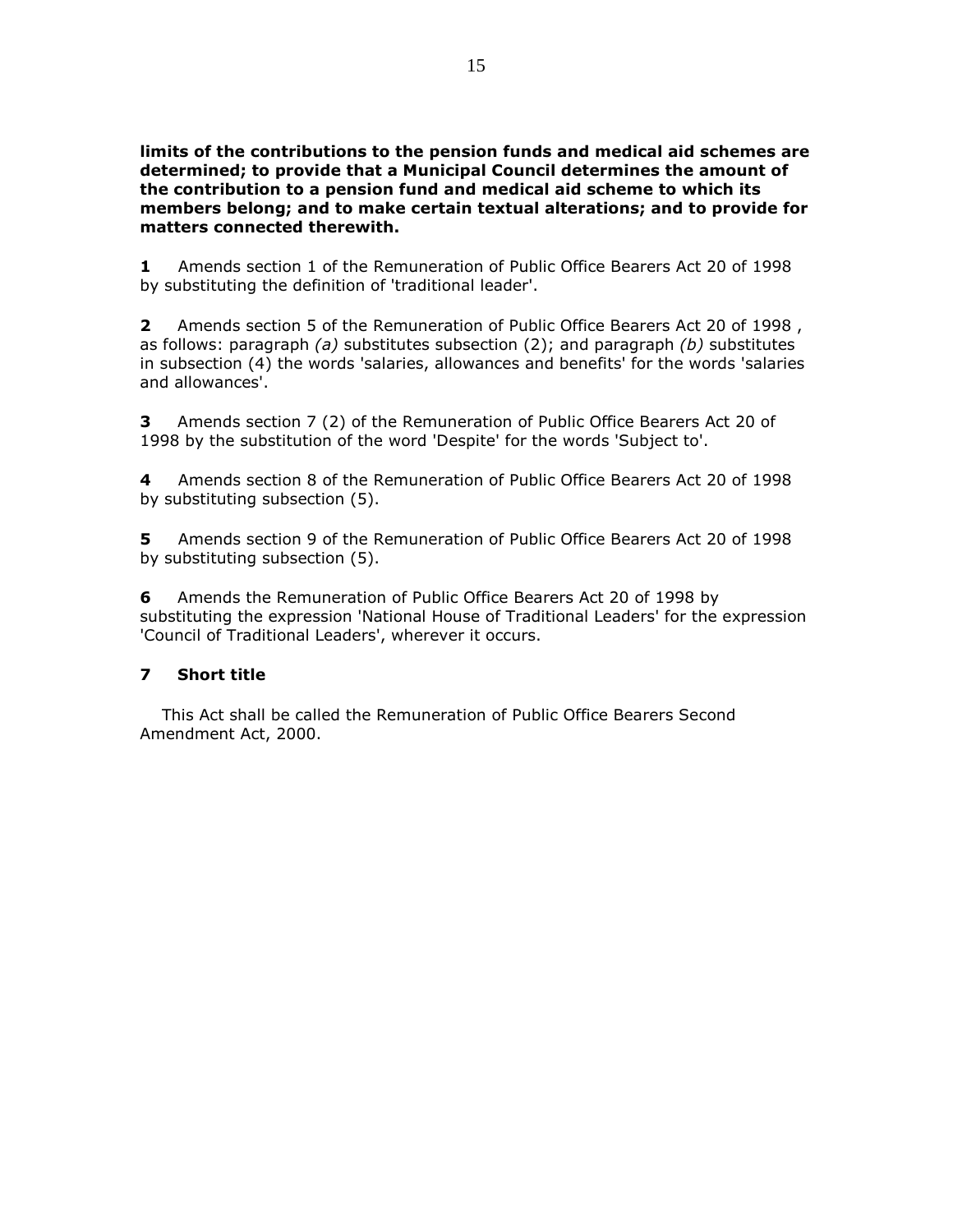**limits of the contributions to the pension funds and medical aid schemes are determined; to provide that a Municipal Council determines the amount of the contribution to a pension fund and medical aid scheme to which its members belong; and to make certain textual alterations; and to provide for matters connected therewith.**

**1** Amends section 1 of the Remuneration of Public Office Bearers Act 20 of 1998 by substituting the definition of 'traditional leader'.

**2** Amends section 5 of the Remuneration of Public Office Bearers Act 20 of 1998 , as follows: paragraph *(a)* substitutes subsection (2); and paragraph *(b)* substitutes in subsection (4) the words 'salaries, allowances and benefits' for the words 'salaries and allowances'.

**3** Amends section 7 (2) of the Remuneration of Public Office Bearers Act 20 of 1998 by the substitution of the word 'Despite' for the words 'Subject to'.

**4** Amends section 8 of the Remuneration of Public Office Bearers Act 20 of 1998 by substituting subsection (5).

**5** Amends section 9 of the Remuneration of Public Office Bearers Act 20 of 1998 by substituting subsection (5).

**6** Amends the Remuneration of Public Office Bearers Act 20 of 1998 by substituting the expression 'National House of Traditional Leaders' for the expression 'Council of Traditional Leaders', wherever it occurs.

### 7 Short title

This Act shall be called the Remuneration of Public Office Bearers Second Amendment Act, 2000.